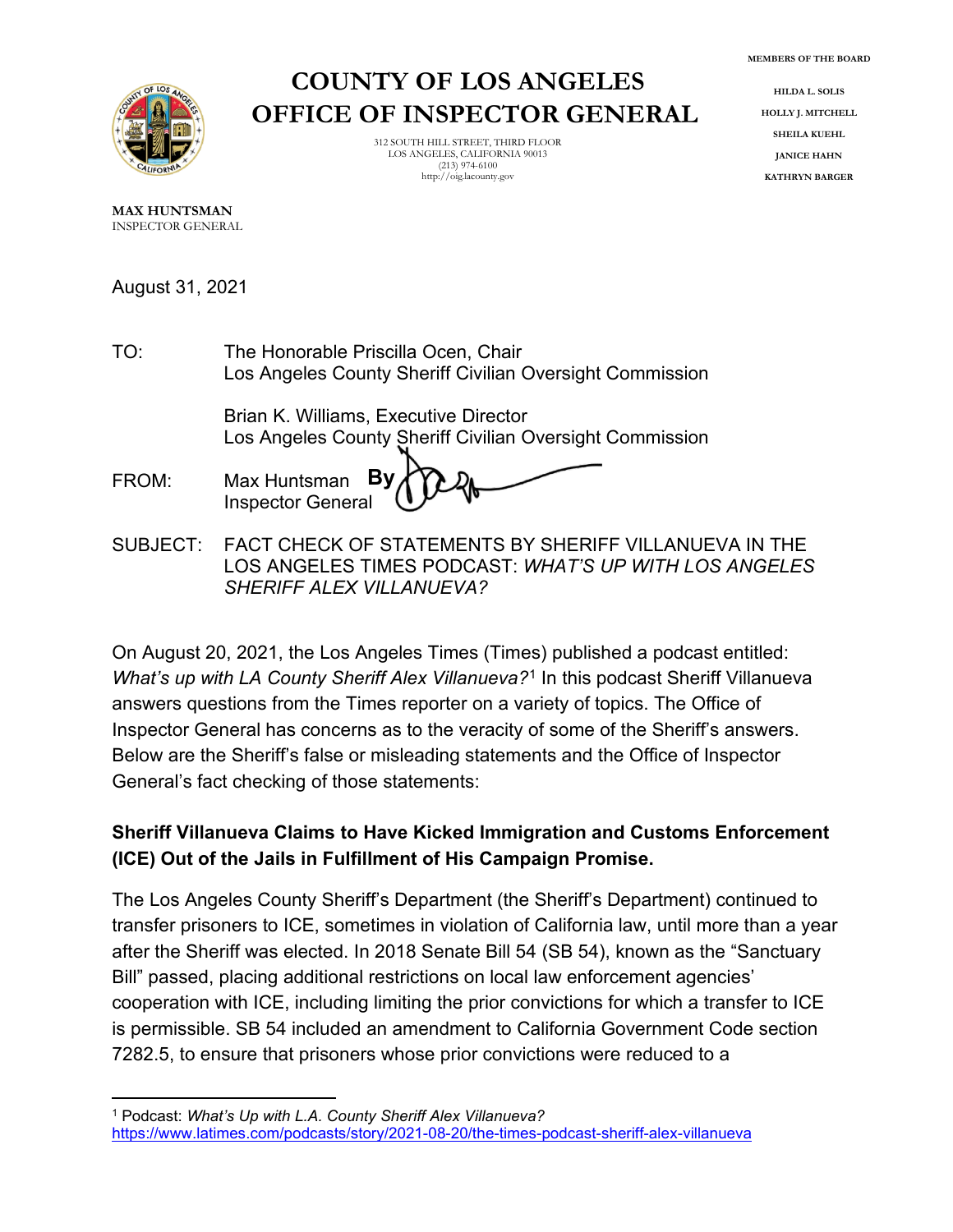# COUNTY OF LOS ANGELES
# OFFICE OF INSPECTOR GENERAL

312 SOUTH HILL STREET, THIRD FLOOR
LOS ANGELES, CALIFORNIA 90013
(213) 974-6100
http://oig.lacounty.gov

**MEMBERS OF THE BOARD**

HILDA L. SOLIS
HOLLY J. MITCHELL
SHEILA KUEHL
JANICE HAHN
KATHRYN BARGER

**MAX HUNTSMAN**
INSPECTOR GENERAL

August 31, 2021

TO: The Honorable Priscilla Ocen, Chair
Los Angeles County Sheriff Civilian Oversight Commission

Brian K. Williams, Executive Director
Los Angeles County Sheriff Civilian Oversight Commission

FROM: Max Huntsman **By**
Inspector General

SUBJECT: FACT CHECK OF STATEMENTS BY SHERIFF VILLANUEVA IN THE LOS ANGELES TIMES PODCAST: *WHAT'S UP WITH LOS ANGELES SHERIFF ALEX VILLANUEVA?*

On August 20, 2021, the Los Angeles Times (Times) published a podcast entitled: *What's up with LA County Sheriff Alex Villanueva?*[1] In this podcast Sheriff Villanueva answers questions from the Times reporter on a variety of topics. The Office of Inspector General has concerns as to the veracity of some of the Sheriff's answers. Below are the Sheriff's false or misleading statements and the Office of Inspector General's fact checking of those statements:

**Sheriff Villanueva Claims to Have Kicked Immigration and Customs Enforcement (ICE) Out of the Jails in Fulfillment of His Campaign Promise.**

The Los Angeles County Sheriff's Department (the Sheriff's Department) continued to transfer prisoners to ICE, sometimes in violation of California law, until more than a year after the Sheriff was elected. In 2018 Senate Bill 54 (SB 54), known as the "Sanctuary Bill" passed, placing additional restrictions on local law enforcement agencies' cooperation with ICE, including limiting the prior convictions for which a transfer to ICE is permissible. SB 54 included an amendment to California Government Code section 7282.5, to ensure that prisoners whose prior convictions were reduced to a

---

[1] Podcast: *What's Up with L.A. County Sheriff Alex Villanueva?* https://www.latimes.com/podcasts/story/2021-08-20/the-times-podcast-sheriff-alex-villanueva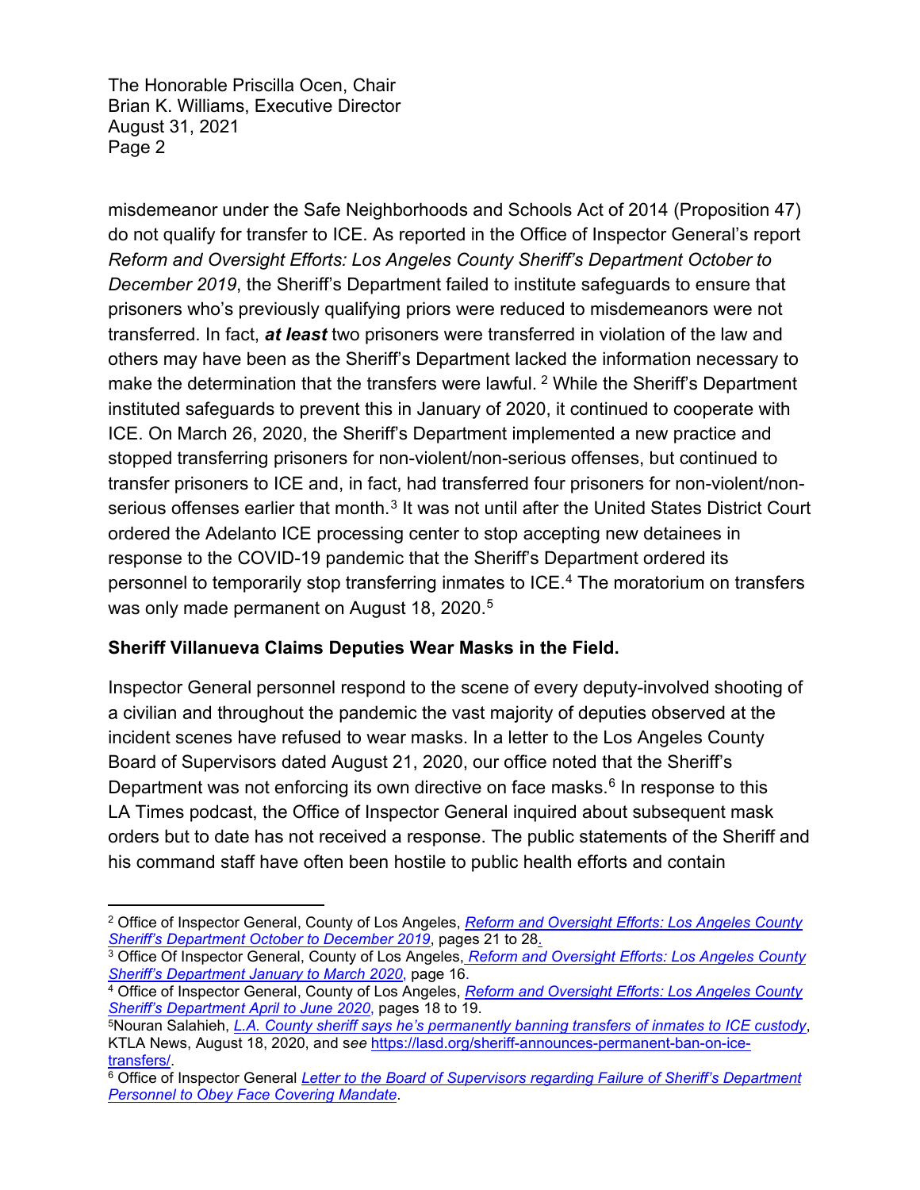misdemeanor under the Safe Neighborhoods and Schools Act of 2014 (Proposition 47) do not qualify for transfer to ICE. As reported in the Office of Inspector General's report *Reform and Oversight Efforts: Los Angeles County Sheriff's Department October to December 2019*, the Sheriff's Department failed to institute safeguards to ensure that prisoners who's previously qualifying priors were reduced to misdemeanors were not transferred. In fact, ***at least*** two prisoners were transferred in violation of the law and others may have been as the Sheriff's Department lacked the information necessary to make the determination that the transfers were lawful. [2] While the Sheriff's Department instituted safeguards to prevent this in January of 2020, it continued to cooperate with ICE. On March 26, 2020, the Sheriff's Department implemented a new practice and stopped transferring prisoners for non-violent/non-serious offenses, but continued to transfer prisoners to ICE and, in fact, had transferred four prisoners for non-violent/non-serious offenses earlier that month.[3] It was not until after the United States District Court ordered the Adelanto ICE processing center to stop accepting new detainees in response to the COVID-19 pandemic that the Sheriff's Department ordered its personnel to temporarily stop transferring inmates to ICE.[4] The moratorium on transfers was only made permanent on August 18, 2020.[5]

**Sheriff Villanueva Claims Deputies Wear Masks in the Field.**

Inspector General personnel respond to the scene of every deputy-involved shooting of a civilian and throughout the pandemic the vast majority of deputies observed at the incident scenes have refused to wear masks. In a letter to the Los Angeles County Board of Supervisors dated August 21, 2020, our office noted that the Sheriff's Department was not enforcing its own directive on face masks.[6] In response to this LA Times podcast, the Office of Inspector General inquired about subsequent mask orders but to date has not received a response. The public statements of the Sheriff and his command staff have often been hostile to public health efforts and contain

---

[2] Office of Inspector General, County of Los Angeles, *Reform and Oversight Efforts: Los Angeles County Sheriff's Department October to December 2019*, pages 21 to 28.

[3] Office Of Inspector General, County of Los Angeles, *Reform and Oversight Efforts: Los Angeles County Sheriff's Department January to March 2020*, page 16.

[4] Office of Inspector General, County of Los Angeles, *Reform and Oversight Efforts: Los Angeles County Sheriff's Department April to June 2020*, pages 18 to 19.

[5] Nouran Salahieh, *L.A. County sheriff says he's permanently banning transfers of inmates to ICE custody*, KTLA News, August 18, 2020, and s*ee* https://lasd.org/sheriff-announces-permanent-ban-on-ice-transfers/.

[6] Office of Inspector General *Letter to the Board of Supervisors regarding Failure of Sheriff's Department Personnel to Obey Face Covering Mandate*.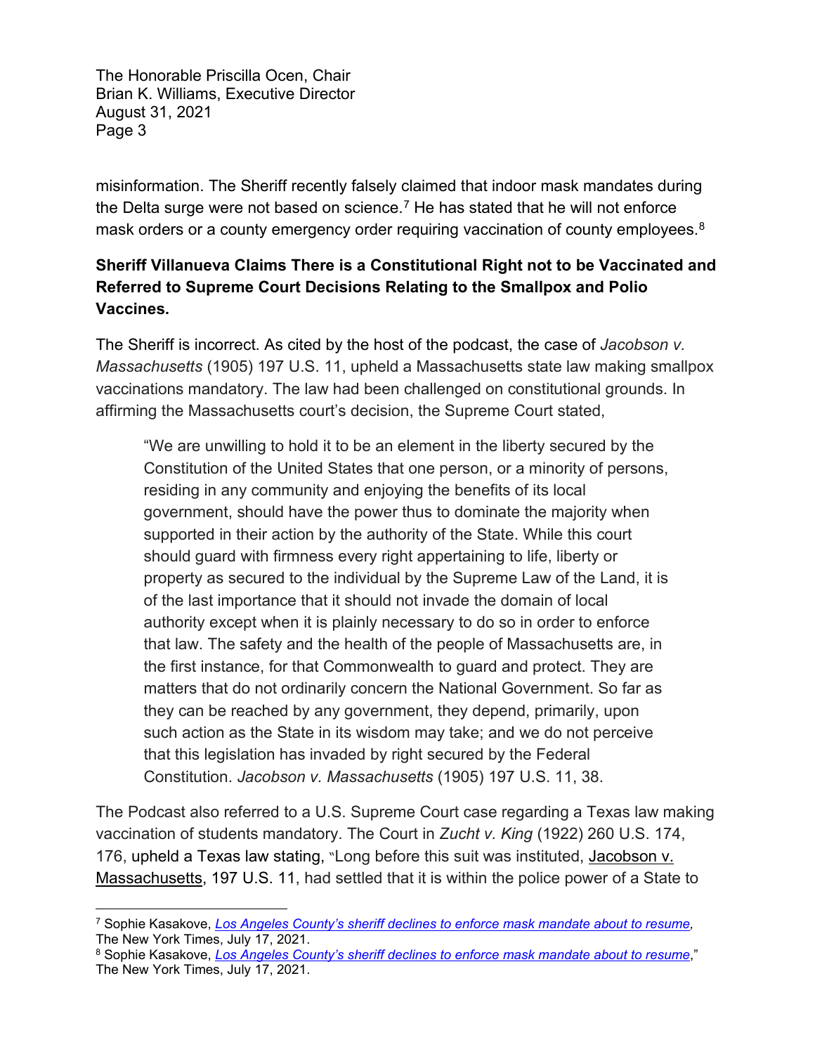misinformation. The Sheriff recently falsely claimed that indoor mask mandates during the Delta surge were not based on science.[7] He has stated that he will not enforce mask orders or a county emergency order requiring vaccination of county employees.[8]

**Sheriff Villanueva Claims There is a Constitutional Right not to be Vaccinated and Referred to Supreme Court Decisions Relating to the Smallpox and Polio Vaccines.**

The Sheriff is incorrect. As cited by the host of the podcast, the case of *Jacobson v. Massachusetts* (1905) 197 U.S. 11, upheld a Massachusetts state law making smallpox vaccinations mandatory. The law had been challenged on constitutional grounds. In affirming the Massachusetts court's decision, the Supreme Court stated,

> "We are unwilling to hold it to be an element in the liberty secured by the Constitution of the United States that one person, or a minority of persons, residing in any community and enjoying the benefits of its local government, should have the power thus to dominate the majority when supported in their action by the authority of the State. While this court should guard with firmness every right appertaining to life, liberty or property as secured to the individual by the Supreme Law of the Land, it is of the last importance that it should not invade the domain of local authority except when it is plainly necessary to do so in order to enforce that law. The safety and the health of the people of Massachusetts are, in the first instance, for that Commonwealth to guard and protect. They are matters that do not ordinarily concern the National Government. So far as they can be reached by any government, they depend, primarily, upon such action as the State in its wisdom may take; and we do not perceive that this legislation has invaded by right secured by the Federal Constitution. *Jacobson v. Massachusetts* (1905) 197 U.S. 11, 38.

The Podcast also referred to a U.S. Supreme Court case regarding a Texas law making vaccination of students mandatory. The Court in *Zucht v. King* (1922) 260 U.S. 174, 176, upheld a Texas law stating, "Long before this suit was instituted, Jacobson v. Massachusetts, 197 U.S. 11, had settled that it is within the police power of a State to

---

[7] Sophie Kasakove, *Los Angeles County's sheriff declines to enforce mask mandate about to resume,* The New York Times, July 17, 2021.

[8] Sophie Kasakove, *Los Angeles County's sheriff declines to enforce mask mandate about to resume*," The New York Times, July 17, 2021.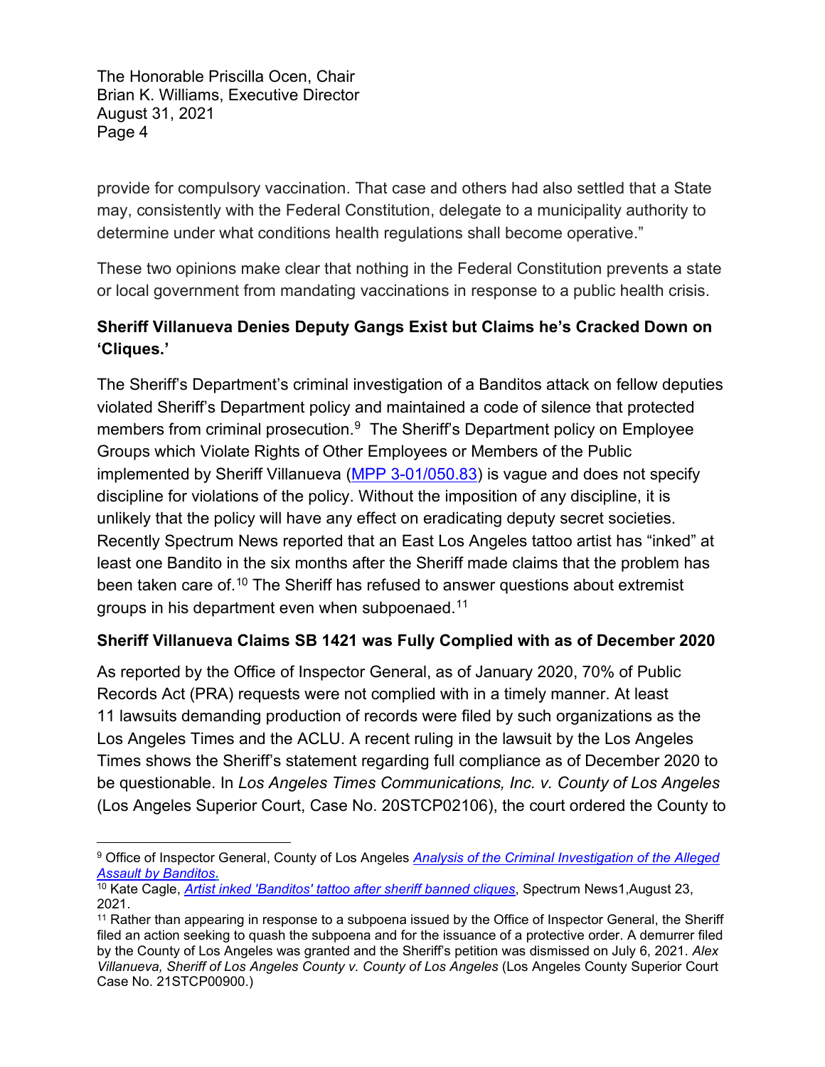provide for compulsory vaccination. That case and others had also settled that a State may, consistently with the Federal Constitution, delegate to a municipality authority to determine under what conditions health regulations shall become operative."

These two opinions make clear that nothing in the Federal Constitution prevents a state or local government from mandating vaccinations in response to a public health crisis.

**Sheriff Villanueva Denies Deputy Gangs Exist but Claims he's Cracked Down on 'Cliques.'**

The Sheriff's Department's criminal investigation of a Banditos attack on fellow deputies violated Sheriff's Department policy and maintained a code of silence that protected members from criminal prosecution.[9] The Sheriff's Department policy on Employee Groups which Violate Rights of Other Employees or Members of the Public implemented by Sheriff Villanueva (MPP 3-01/050.83) is vague and does not specify discipline for violations of the policy. Without the imposition of any discipline, it is unlikely that the policy will have any effect on eradicating deputy secret societies. Recently Spectrum News reported that an East Los Angeles tattoo artist has "inked" at least one Bandito in the six months after the Sheriff made claims that the problem has been taken care of.[10] The Sheriff has refused to answer questions about extremist groups in his department even when subpoenaed.[11]

**Sheriff Villanueva Claims SB 1421 was Fully Complied with as of December 2020**

As reported by the Office of Inspector General, as of January 2020, 70% of Public Records Act (PRA) requests were not complied with in a timely manner. At least 11 lawsuits demanding production of records were filed by such organizations as the Los Angeles Times and the ACLU. A recent ruling in the lawsuit by the Los Angeles Times shows the Sheriff's statement regarding full compliance as of December 2020 to be questionable. In *Los Angeles Times Communications, Inc. v. County of Los Angeles* (Los Angeles Superior Court, Case No. 20STCP02106), the court ordered the County to

---

[9] Office of Inspector General, County of Los Angeles *Analysis of the Criminal Investigation of the Alleged Assault by Banditos.*

[10] Kate Cagle, *Artist inked 'Banditos' tattoo after sheriff banned cliques*, Spectrum News1,August 23, 2021.

[11] Rather than appearing in response to a subpoena issued by the Office of Inspector General, the Sheriff filed an action seeking to quash the subpoena and for the issuance of a protective order. A demurrer filed by the County of Los Angeles was granted and the Sheriff's petition was dismissed on July 6, 2021. *Alex Villanueva, Sheriff of Los Angeles County v. County of Los Angeles* (Los Angeles County Superior Court Case No. 21STCP00900.)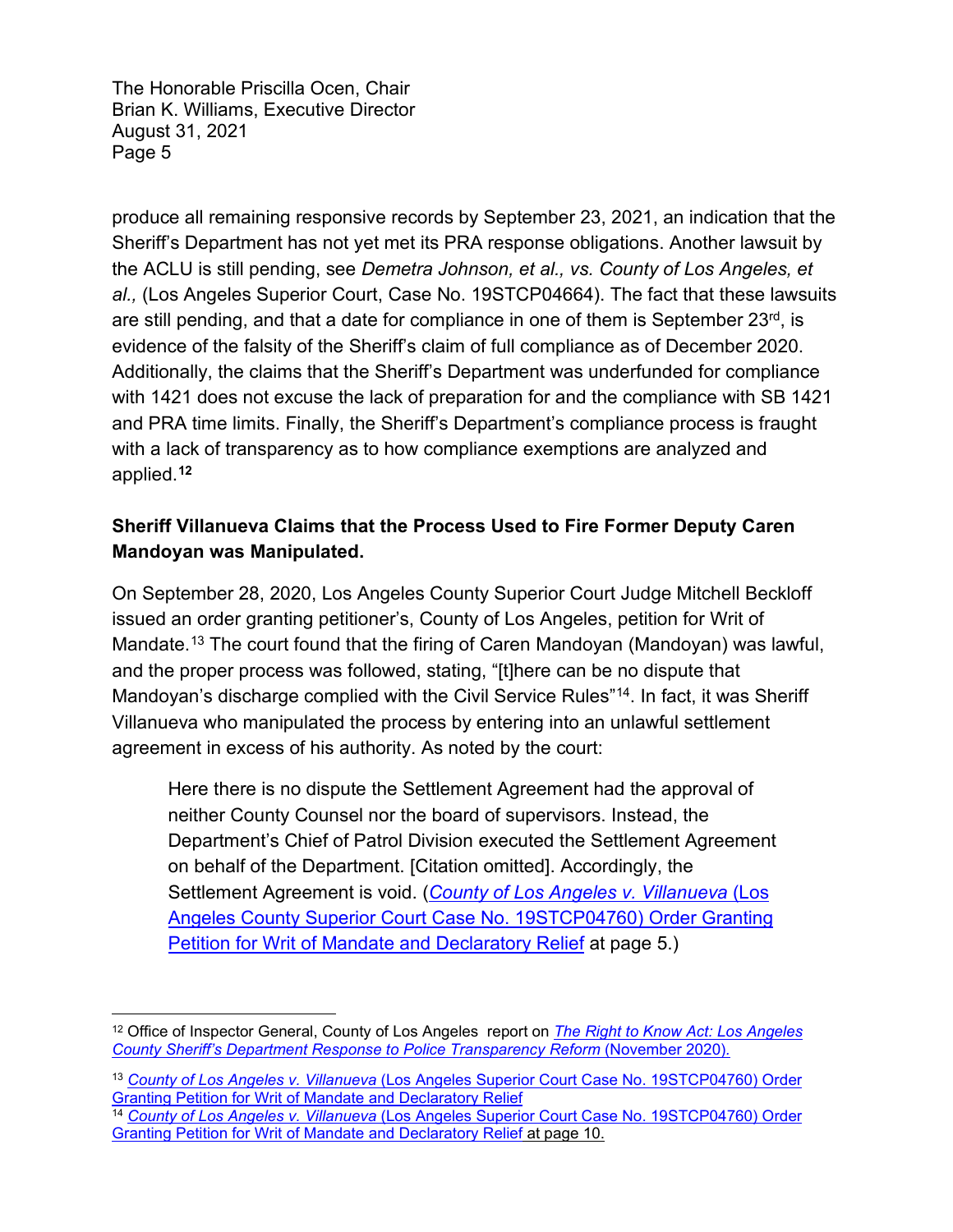produce all remaining responsive records by September 23, 2021, an indication that the Sheriff's Department has not yet met its PRA response obligations. Another lawsuit by the ACLU is still pending, see *Demetra Johnson, et al., vs. County of Los Angeles, et al.,* (Los Angeles Superior Court, Case No. 19STCP04664). The fact that these lawsuits are still pending, and that a date for compliance in one of them is September 23rd, is evidence of the falsity of the Sheriff's claim of full compliance as of December 2020. Additionally, the claims that the Sheriff's Department was underfunded for compliance with 1421 does not excuse the lack of preparation for and the compliance with SB 1421 and PRA time limits. Finally, the Sheriff's Department's compliance process is fraught with a lack of transparency as to how compliance exemptions are analyzed and applied.[12]

**Sheriff Villanueva Claims that the Process Used to Fire Former Deputy Caren Mandoyan was Manipulated.**

On September 28, 2020, Los Angeles County Superior Court Judge Mitchell Beckloff issued an order granting petitioner's, County of Los Angeles, petition for Writ of Mandate.[13] The court found that the firing of Caren Mandoyan (Mandoyan) was lawful, and the proper process was followed, stating, "[t]here can be no dispute that Mandoyan's discharge complied with the Civil Service Rules"[14]. In fact, it was Sheriff Villanueva who manipulated the process by entering into an unlawful settlement agreement in excess of his authority. As noted by the court:

> Here there is no dispute the Settlement Agreement had the approval of neither County Counsel nor the board of supervisors. Instead, the Department's Chief of Patrol Division executed the Settlement Agreement on behalf of the Department. [Citation omitted]. Accordingly, the Settlement Agreement is void. (*County of Los Angeles v. Villanueva* (Los Angeles County Superior Court Case No. 19STCP04760) Order Granting Petition for Writ of Mandate and Declaratory Relief at page 5.)

---

[12] Office of Inspector General, County of Los Angeles report on *The Right to Know Act: Los Angeles County Sheriff's Department Response to Police Transparency Reform* (November 2020).

[13] *County of Los Angeles v. Villanueva* (Los Angeles Superior Court Case No. 19STCP04760) Order Granting Petition for Writ of Mandate and Declaratory Relief

[14] *County of Los Angeles v. Villanueva* (Los Angeles Superior Court Case No. 19STCP04760) Order Granting Petition for Writ of Mandate and Declaratory Relief at page 10.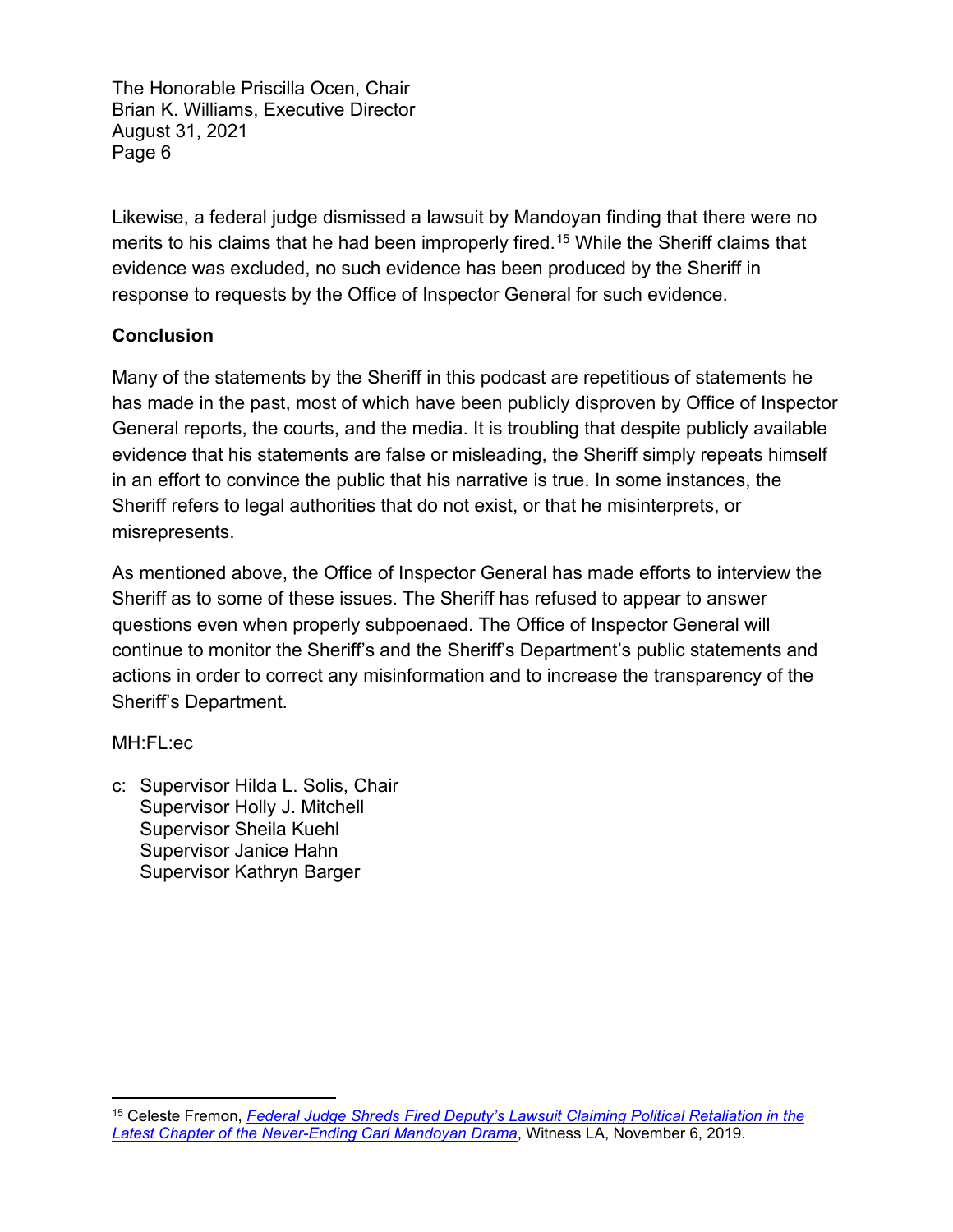Likewise, a federal judge dismissed a lawsuit by Mandoyan finding that there were no merits to his claims that he had been improperly fired.[15] While the Sheriff claims that evidence was excluded, no such evidence has been produced by the Sheriff in response to requests by the Office of Inspector General for such evidence.

**Conclusion**

Many of the statements by the Sheriff in this podcast are repetitious of statements he has made in the past, most of which have been publicly disproven by Office of Inspector General reports, the courts, and the media. It is troubling that despite publicly available evidence that his statements are false or misleading, the Sheriff simply repeats himself in an effort to convince the public that his narrative is true. In some instances, the Sheriff refers to legal authorities that do not exist, or that he misinterprets, or misrepresents.

As mentioned above, the Office of Inspector General has made efforts to interview the Sheriff as to some of these issues. The Sheriff has refused to appear to answer questions even when properly subpoenaed. The Office of Inspector General will continue to monitor the Sheriff's and the Sheriff's Department's public statements and actions in order to correct any misinformation and to increase the transparency of the Sheriff's Department.

MH:FL:ec

c: Supervisor Hilda L. Solis, Chair
Supervisor Holly J. Mitchell
Supervisor Sheila Kuehl
Supervisor Janice Hahn
Supervisor Kathryn Barger

---

[15] Celeste Fremon, *Federal Judge Shreds Fired Deputy's Lawsuit Claiming Political Retaliation in the Latest Chapter of the Never-Ending Carl Mandoyan Drama*, Witness LA, November 6, 2019.